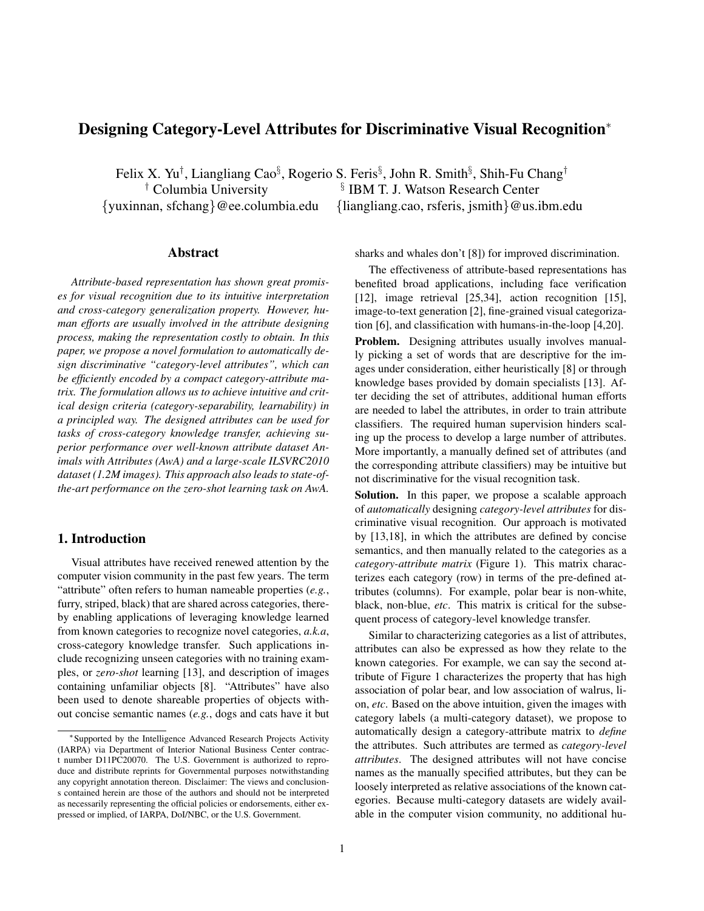# Designing Category-Level Attributes for Discriminative Visual Recognition*

Felix X. Yu†, Liangliang Cao§, Rogerio S. Feris§, John R. Smith§, Shih-Fu Chang†
† Columbia University § IBM T. J. Watson Research Center
{yuxinnan, sfchang}@ee.columbia.edu {liangliang.cao, rsferis, jsmith}@us.ibm.edu

## Abstract

*Attribute-based representation has shown great promises for visual recognition due to its intuitive interpretation and cross-category generalization property. However, human efforts are usually involved in the attribute designing process, making the representation costly to obtain. In this paper, we propose a novel formulation to automatically design discriminative "category-level attributes", which can be efficiently encoded by a compact category-attribute matrix. The formulation allows us to achieve intuitive and critical design criteria (category-separability, learnability) in a principled way. The designed attributes can be used for tasks of cross-category knowledge transfer, achieving superior performance over well-known attribute dataset Animals with Attributes (AwA) and a large-scale ILSVRC2010 dataset (1.2M images). This approach also leads to state-of-the-art performance on the zero-shot learning task on AwA.*

## 1. Introduction

Visual attributes have received renewed attention by the computer vision community in the past few years. The term "attribute" often refers to human nameable properties (*e.g.*, furry, striped, black) that are shared across categories, thereby enabling applications of leveraging knowledge learned from known categories to recognize novel categories, *a.k.a*, cross-category knowledge transfer. Such applications include recognizing unseen categories with no training examples, or *zero-shot* learning [13], and description of images containing unfamiliar objects [8]. "Attributes" have also been used to denote shareable properties of objects without concise semantic names (*e.g.*, dogs and cats have it but sharks and whales don't [8]) for improved discrimination.

The effectiveness of attribute-based representations has benefited broad applications, including face verification [12], image retrieval [25,34], action recognition [15], image-to-text generation [2], fine-grained visual categorization [6], and classification with humans-in-the-loop [4,20].

**Problem.** Designing attributes usually involves manually picking a set of words that are descriptive for the images under consideration, either heuristically [8] or through knowledge bases provided by domain specialists [13]. After deciding the set of attributes, additional human efforts are needed to label the attributes, in order to train attribute classifiers. The required human supervision hinders scaling up the process to develop a large number of attributes. More importantly, a manually defined set of attributes (and the corresponding attribute classifiers) may be intuitive but not discriminative for the visual recognition task.

**Solution.** In this paper, we propose a scalable approach of *automatically* designing *category-level attributes* for discriminative visual recognition. Our approach is motivated by [13,18], in which the attributes are defined by concise semantics, and then manually related to the categories as a *category-attribute matrix* (Figure 1). This matrix characterizes each category (row) in terms of the pre-defined attributes (columns). For example, polar bear is non-white, black, non-blue, *etc*. This matrix is critical for the subsequent process of category-level knowledge transfer.

Similar to characterizing categories as a list of attributes, attributes can also be expressed as how they relate to the known categories. For example, we can say the second attribute of Figure 1 characterizes the property that has high association of polar bear, and low association of walrus, lion, *etc*. Based on the above intuition, given the images with category labels (a multi-category dataset), we propose to automatically design a category-attribute matrix to *define* the attributes. Such attributes are termed as *category-level attributes*. The designed attributes will not have concise names as the manually specified attributes, but they can be loosely interpreted as relative associations of the known categories. Because multi-category datasets are widely available in the computer vision community, no additional hu-

*Supported by the Intelligence Advanced Research Projects Activity (IARPA) via Department of Interior National Business Center contract number D11PC20070. The U.S. Government is authorized to reproduce and distribute reprints for Governmental purposes notwithstanding any copyright annotation thereon. Disclaimer: The views and conclusions contained herein are those of the authors and should not be interpreted as necessarily representing the official policies or endorsements, either expressed or implied, of IARPA, DoI/NBC, or the U.S. Government.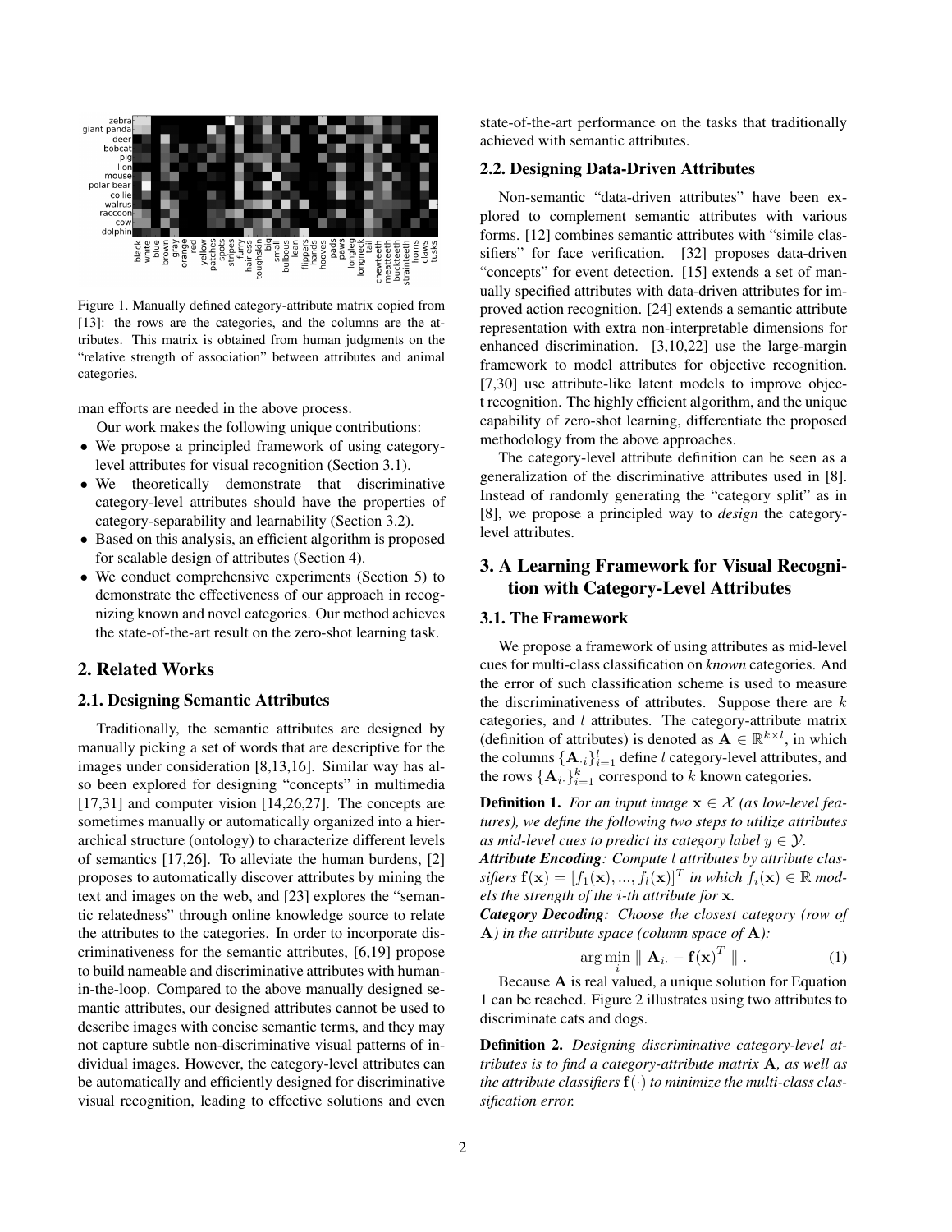Figure 1. Manually defined category-attribute matrix copied from [13]: the rows are the categories, and the columns are the attributes. This matrix is obtained from human judgments on the "relative strength of association" between attributes and animal categories.

man efforts are needed in the above process.

Our work makes the following unique contributions:

- We propose a principled framework of using category-level attributes for visual recognition (Section 3.1).
- We theoretically demonstrate that discriminative category-level attributes should have the properties of category-separability and learnability (Section 3.2).
- Based on this analysis, an efficient algorithm is proposed for scalable design of attributes (Section 4).
- We conduct comprehensive experiments (Section 5) to demonstrate the effectiveness of our approach in recognizing known and novel categories. Our method achieves the state-of-the-art result on the zero-shot learning task.

## 2. Related Works

### 2.1. Designing Semantic Attributes

Traditionally, the semantic attributes are designed by manually picking a set of words that are descriptive for the images under consideration [8,13,16]. Similar way has also been explored for designing "concepts" in multimedia [17,31] and computer vision [14,26,27]. The concepts are sometimes manually or automatically organized into a hierarchical structure (ontology) to characterize different levels of semantics [17,26]. To alleviate the human burdens, [2] proposes to automatically discover attributes by mining the text and images on the web, and [23] explores the "semantic relatedness" through online knowledge source to relate the attributes to the categories. In order to incorporate discriminativeness for the semantic attributes, [6,19] propose to build nameable and discriminative attributes with human-in-the-loop. Compared to the above manually designed semantic attributes, our designed attributes cannot be used to describe images with concise semantic terms, and they may not capture subtle non-discriminative visual patterns of individual images. However, the category-level attributes can be automatically and efficiently designed for discriminative visual recognition, leading to effective solutions and even state-of-the-art performance on the tasks that traditionally achieved with semantic attributes.

### 2.2. Designing Data-Driven Attributes

Non-semantic "data-driven attributes" have been explored to complement semantic attributes with various forms. [12] combines semantic attributes with "simile classifiers" for face verification. [32] proposes data-driven "concepts" for event detection. [15] extends a set of manually specified attributes with data-driven attributes for improved action recognition. [24] extends a semantic attribute representation with extra non-interpretable dimensions for enhanced discrimination. [3,10,22] use the large-margin framework to model attributes for objective recognition. [7,30] use attribute-like latent models to improve object recognition. The highly efficient algorithm, and the unique capability of zero-shot learning, differentiate the proposed methodology from the above approaches.

The category-level attribute definition can be seen as a generalization of the discriminative attributes used in [8]. Instead of randomly generating the "category split" as in [8], we propose a principled way to *design* the category-level attributes.

## 3. A Learning Framework for Visual Recognition with Category-Level Attributes

### 3.1. The Framework

We propose a framework of using attributes as mid-level cues for multi-class classification on *known* categories. And the error of such classification scheme is used to measure the discriminativeness of attributes. Suppose there are $k$ categories, and $l$ attributes. The category-attribute matrix (definition of attributes) is denoted as $\mathbf{A} \in \mathbb{R}^{k \times l}$, in which the columns $\{\mathbf{A}_{\cdot i}\}_{i=1}^{l}$ define $l$ category-level attributes, and the rows $\{\mathbf{A}_{i \cdot}\}_{i=1}^{k}$ correspond to $k$ known categories.

**Definition 1.** *For an input image $\mathbf{x} \in \mathcal{X}$ (as low-level features), we define the following two steps to utilize attributes as mid-level cues to predict its category label $y \in \mathcal{Y}$.*

***Attribute Encoding**: Compute $l$ attributes by attribute classifiers $\mathbf{f}(\mathbf{x}) = [f_1(\mathbf{x}), ..., f_l(\mathbf{x})]^T$ in which $f_i(\mathbf{x}) \in \mathbb{R}$ models the strength of the $i$-th attribute for $\mathbf{x}$.*

***Category Decoding**: Choose the closest category (row of $\mathbf{A}$) in the attribute space (column space of $\mathbf{A}$):*

$$\arg\min_{i} \parallel \mathbf{A}_{i\cdot} - \mathbf{f}(\mathbf{x})^T \parallel . \tag{1}$$

Because $\mathbf{A}$ is real valued, a unique solution for Equation 1 can be reached. Figure 2 illustrates using two attributes to discriminate cats and dogs.

**Definition 2.** *Designing discriminative category-level attributes is to find a category-attribute matrix $\mathbf{A}$, as well as the attribute classifiers $\mathbf{f}(\cdot)$ to minimize the multi-class classification error.*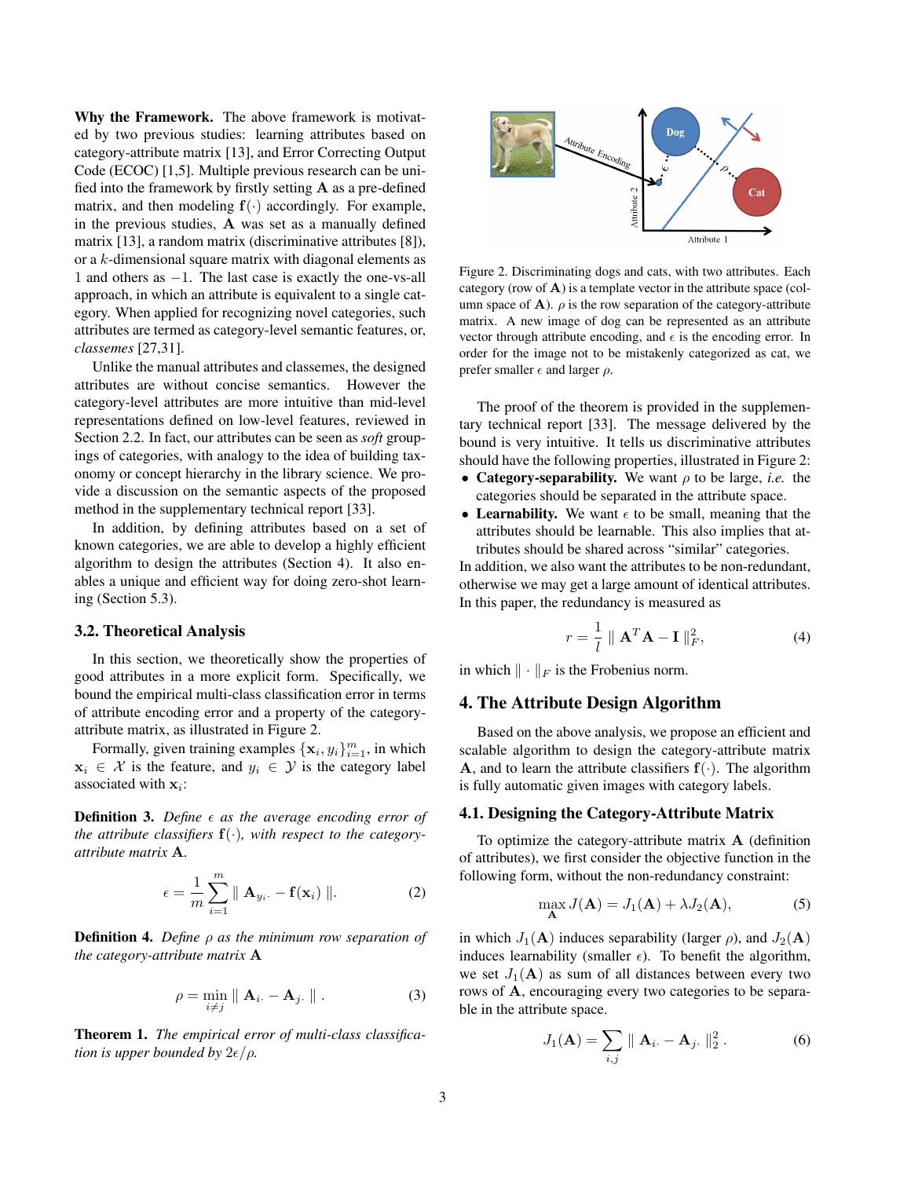**Why the Framework.** The above framework is motivated by two previous studies: learning attributes based on category-attribute matrix [13], and Error Correcting Output Code (ECOC) [1,5]. Multiple previous research can be unified into the framework by firstly setting $\mathbf{A}$ as a pre-defined matrix, and then modeling $\mathbf{f}(\cdot)$ accordingly. For example, in the previous studies, $\mathbf{A}$ was set as a manually defined matrix [13], a random matrix (discriminative attributes [8]), or a $k$-dimensional square matrix with diagonal elements as $1$ and others as $-1$. The last case is exactly the one-vs-all approach, in which an attribute is equivalent to a single category. When applied for recognizing novel categories, such attributes are termed as category-level semantic features, or, *classemes* [27,31].

Unlike the manual attributes and classemes, the designed attributes are without concise semantics. However the category-level attributes are more intuitive than mid-level representations defined on low-level features, reviewed in Section 2.2. In fact, our attributes can be seen as *soft* groupings of categories, with analogy to the idea of building taxonomy or concept hierarchy in the library science. We provide a discussion on the semantic aspects of the proposed method in the supplementary technical report [33].

In addition, by defining attributes based on a set of known categories, we are able to develop a highly efficient algorithm to design the attributes (Section 4). It also enables a unique and efficient way for doing zero-shot learning (Section 5.3).

### 3.2. Theoretical Analysis

In this section, we theoretically show the properties of good attributes in a more explicit form. Specifically, we bound the empirical multi-class classification error in terms of attribute encoding error and a property of the category-attribute matrix, as illustrated in Figure 2.

Formally, given training examples $\{\mathbf{x}_i, y_i\}_{i=1}^m$, in which $\mathbf{x}_i \in \mathcal{X}$ is the feature, and $y_i \in \mathcal{Y}$ is the category label associated with $\mathbf{x}_i$:

**Definition 3.** *Define $\epsilon$ as the average encoding error of the attribute classifiers $\mathbf{f}(\cdot)$, with respect to the category-attribute matrix $\mathbf{A}$.*

$$\epsilon = \frac{1}{m}\sum_{i=1}^{m} \parallel \mathbf{A}_{y_i\cdot} - \mathbf{f}(\mathbf{x}_i) \parallel. \tag{2}$$

**Definition 4.** *Define $\rho$ as the minimum row separation of the category-attribute matrix $\mathbf{A}$*

$$\rho = \min_{i \neq j} \parallel \mathbf{A}_{i\cdot} - \mathbf{A}_{j\cdot} \parallel. \tag{3}$$

**Theorem 1.** *The empirical error of multi-class classification is upper bounded by $2\epsilon/\rho$.*

Figure 2. Discriminating dogs and cats, with two attributes. Each category (row of $\mathbf{A}$) is a template vector in the attribute space (column space of $\mathbf{A}$). $\rho$ is the row separation of the category-attribute matrix. A new image of dog can be represented as an attribute vector through attribute encoding, and $\epsilon$ is the encoding error. In order for the image not to be mistakenly categorized as cat, we prefer smaller $\epsilon$ and larger $\rho$.

The proof of the theorem is provided in the supplementary technical report [33]. The message delivered by the bound is very intuitive. It tells us discriminative attributes should have the following properties, illustrated in Figure 2:

- **Category-separability.** We want $\rho$ to be large, *i.e.* the categories should be separated in the attribute space.
- **Learnability.** We want $\epsilon$ to be small, meaning that the attributes should be learnable. This also implies that attributes should be shared across "similar" categories.

In addition, we also want the attributes to be non-redundant, otherwise we may get a large amount of identical attributes. In this paper, the redundancy is measured as

$$r = \frac{1}{l} \parallel \mathbf{A}^T\mathbf{A} - \mathbf{I} \parallel_F^2, \tag{4}$$

in which $\| \cdot \|_F$ is the Frobenius norm.

## 4. The Attribute Design Algorithm

Based on the above analysis, we propose an efficient and scalable algorithm to design the category-attribute matrix $\mathbf{A}$, and to learn the attribute classifiers $\mathbf{f}(\cdot)$. The algorithm is fully automatic given images with category labels.

### 4.1. Designing the Category-Attribute Matrix

To optimize the category-attribute matrix $\mathbf{A}$ (definition of attributes), we first consider the objective function in the following form, without the non-redundancy constraint:

$$\max_{\mathbf{A}} J(\mathbf{A}) = J_1(\mathbf{A}) + \lambda J_2(\mathbf{A}), \tag{5}$$

in which $J_1(\mathbf{A})$ induces separability (larger $\rho$), and $J_2(\mathbf{A})$ induces learnability (smaller $\epsilon$). To benefit the algorithm, we set $J_1(\mathbf{A})$ as sum of all distances between every two rows of $\mathbf{A}$, encouraging every two categories to be separable in the attribute space.

$$J_1(\mathbf{A}) = \sum_{i,j} \parallel \mathbf{A}_{i\cdot} - \mathbf{A}_{j\cdot} \parallel_2^2. \tag{6}$$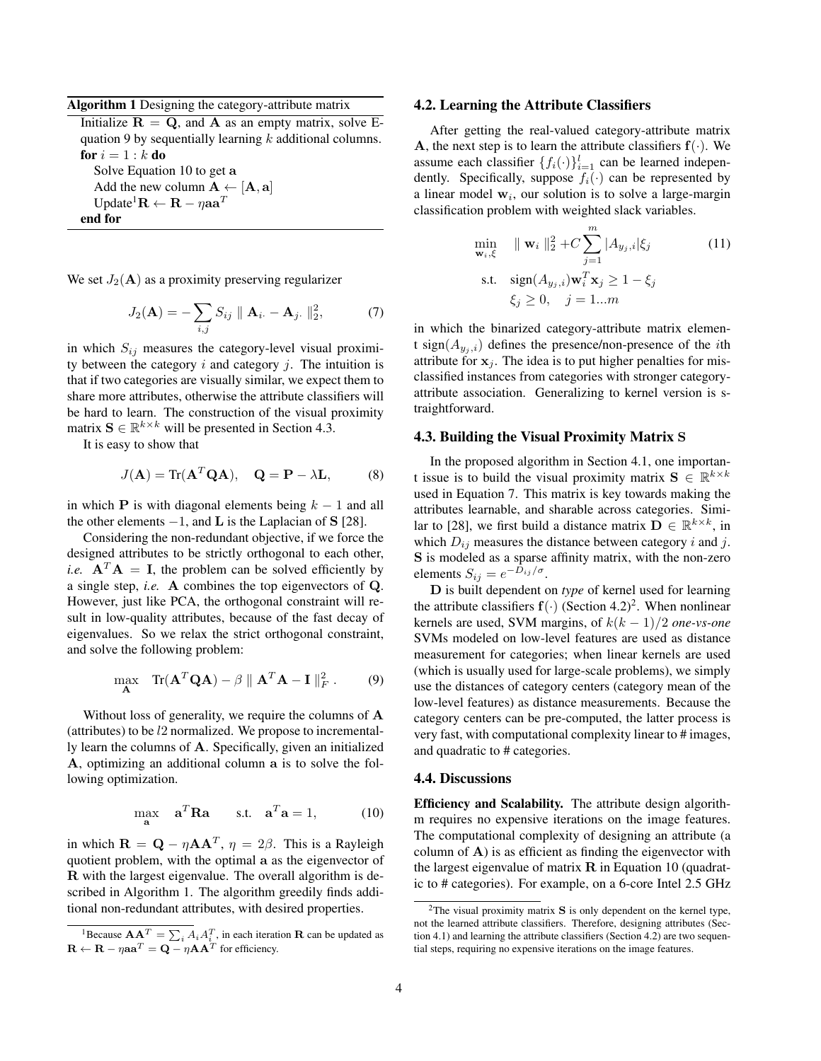**Algorithm 1** Designing the category-attribute matrix

Initialize $\mathbf{R} = \mathbf{Q}$, and $\mathbf{A}$ as an empty matrix, solve Equation 9 by sequentially learning $k$ additional columns.
**for** $i = 1 : k$ **do**
  Solve Equation 10 to get $\mathbf{a}$
  Add the new column $\mathbf{A} \leftarrow [\mathbf{A}, \mathbf{a}]$
  Update[1] $\mathbf{R} \leftarrow \mathbf{R} - \eta \mathbf{a}\mathbf{a}^T$
**end for**

We set $J_2(\mathbf{A})$ as a proximity preserving regularizer

$$J_2(\mathbf{A}) = -\sum_{i,j} S_{ij} \parallel \mathbf{A}_{i\cdot} - \mathbf{A}_{j\cdot} \parallel_2^2, \tag{7}$$

in which $S_{ij}$ measures the category-level visual proximity between the category $i$ and category $j$. The intuition is that if two categories are visually similar, we expect them to share more attributes, otherwise the attribute classifiers will be hard to learn. The construction of the visual proximity matrix $\mathbf{S} \in \mathbb{R}^{k \times k}$ will be presented in Section 4.3.

It is easy to show that

$$J(\mathbf{A}) = \text{Tr}(\mathbf{A}^T\mathbf{Q}\mathbf{A}), \quad \mathbf{Q} = \mathbf{P} - \lambda \mathbf{L}, \tag{8}$$

in which $\mathbf{P}$ is with diagonal elements being $k - 1$ and all the other elements $-1$, and $\mathbf{L}$ is the Laplacian of $\mathbf{S}$ [28].

Considering the non-redundant objective, if we force the designed attributes to be strictly orthogonal to each other, *i.e.* $\mathbf{A}^T\mathbf{A} = \mathbf{I}$, the problem can be solved efficiently by a single step, *i.e.* $\mathbf{A}$ combines the top eigenvectors of $\mathbf{Q}$. However, just like PCA, the orthogonal constraint will result in low-quality attributes, because of the fast decay of eigenvalues. So we relax the strict orthogonal constraint, and solve the following problem:

$$\max_{\mathbf{A}} \quad \text{Tr}(\mathbf{A}^T\mathbf{Q}\mathbf{A}) - \beta \parallel \mathbf{A}^T\mathbf{A} - \mathbf{I} \parallel_F^2 . \tag{9}$$

Without loss of generality, we require the columns of $\mathbf{A}$ (attributes) to be $l2$ normalized. We propose to incrementally learn the columns of $\mathbf{A}$. Specifically, given an initialized $\mathbf{A}$, optimizing an additional column $\mathbf{a}$ is to solve the following optimization.

$$\max_{\mathbf{a}} \quad \mathbf{a}^T\mathbf{R}\mathbf{a} \qquad \text{s.t.} \quad \mathbf{a}^T\mathbf{a} = 1, \tag{10}$$

in which $\mathbf{R} = \mathbf{Q} - \eta\mathbf{A}\mathbf{A}^T$, $\eta = 2\beta$. This is a Rayleigh quotient problem, with the optimal $\mathbf{a}$ as the eigenvector of $\mathbf{R}$ with the largest eigenvalue. The overall algorithm is described in Algorithm 1. The algorithm greedily finds additional non-redundant attributes, with desired properties.

[1] Because $\mathbf{A}\mathbf{A}^T = \sum_i A_i A_i^T$, in each iteration $\mathbf{R}$ can be updated as $\mathbf{R} \leftarrow \mathbf{R} - \eta\mathbf{a}\mathbf{a}^T = \mathbf{Q} - \eta\mathbf{A}\mathbf{A}^T$ for efficiency.

### 4.2. Learning the Attribute Classifiers

After getting the real-valued category-attribute matrix $\mathbf{A}$, the next step is to learn the attribute classifiers $\mathbf{f}(\cdot)$. We assume each classifier $\{f_i(\cdot)\}_{i=1}^l$ can be learned independently. Specifically, suppose $f_i(\cdot)$ can be represented by a linear model $\mathbf{w}_i$, our solution is to solve a large-margin classification problem with weighted slack variables.

$$\begin{aligned} \min_{\mathbf{w}_i, \xi} \quad & \parallel \mathbf{w}_i \parallel_2^2 + C \sum_{j=1}^{m} |A_{y_j,i}| \xi_j \\ \text{s.t.} \quad & \text{sign}(A_{y_j,i}) \mathbf{w}_i^T \mathbf{x}_j \geq 1 - \xi_j \\ & \xi_j \geq 0, \quad j = 1...m \end{aligned} \tag{11}$$

in which the binarized category-attribute matrix element $\text{sign}(A_{y_j,i})$ defines the presence/non-presence of the $i$th attribute for $\mathbf{x}_j$. The idea is to put higher penalties for misclassified instances from categories with stronger category-attribute association. Generalizing to kernel version is straightforward.

### 4.3. Building the Visual Proximity Matrix S

In the proposed algorithm in Section 4.1, one important issue is to build the visual proximity matrix $\mathbf{S} \in \mathbb{R}^{k \times k}$ used in Equation 7. This matrix is key towards making the attributes learnable, and sharable across categories. Similar to [28], we first build a distance matrix $\mathbf{D} \in \mathbb{R}^{k \times k}$, in which $D_{ij}$ measures the distance between category $i$ and $j$. $\mathbf{S}$ is modeled as a sparse affinity matrix, with the non-zero elements $S_{ij} = e^{-D_{ij}/\sigma}$.

$\mathbf{D}$ is built dependent on *type* of kernel used for learning the attribute classifiers $\mathbf{f}(\cdot)$ (Section 4.2)[2]. When nonlinear kernels are used, SVM margins, of $k(k-1)/2$ *one-vs-one* SVMs modeled on low-level features are used as distance measurement for categories; when linear kernels are used (which is usually used for large-scale problems), we simply use the distances of category centers (category mean of the low-level features) as distance measurements. Because the category centers can be pre-computed, the latter process is very fast, with computational complexity linear to # images, and quadratic to # categories.

### 4.4. Discussions

**Efficiency and Scalability.** The attribute design algorithm requires no expensive iterations on the image features. The computational complexity of designing an attribute (a column of $\mathbf{A}$) is as efficient as finding the eigenvector with the largest eigenvalue of matrix $\mathbf{R}$ in Equation 10 (quadratic to # categories). For example, on a 6-core Intel 2.5 GHz

[2] The visual proximity matrix $\mathbf{S}$ is only dependent on the kernel type, not the learned attribute classifiers. Therefore, designing attributes (Section 4.1) and learning the attribute classifiers (Section 4.2) are two sequential steps, requiring no expensive iterations on the image features.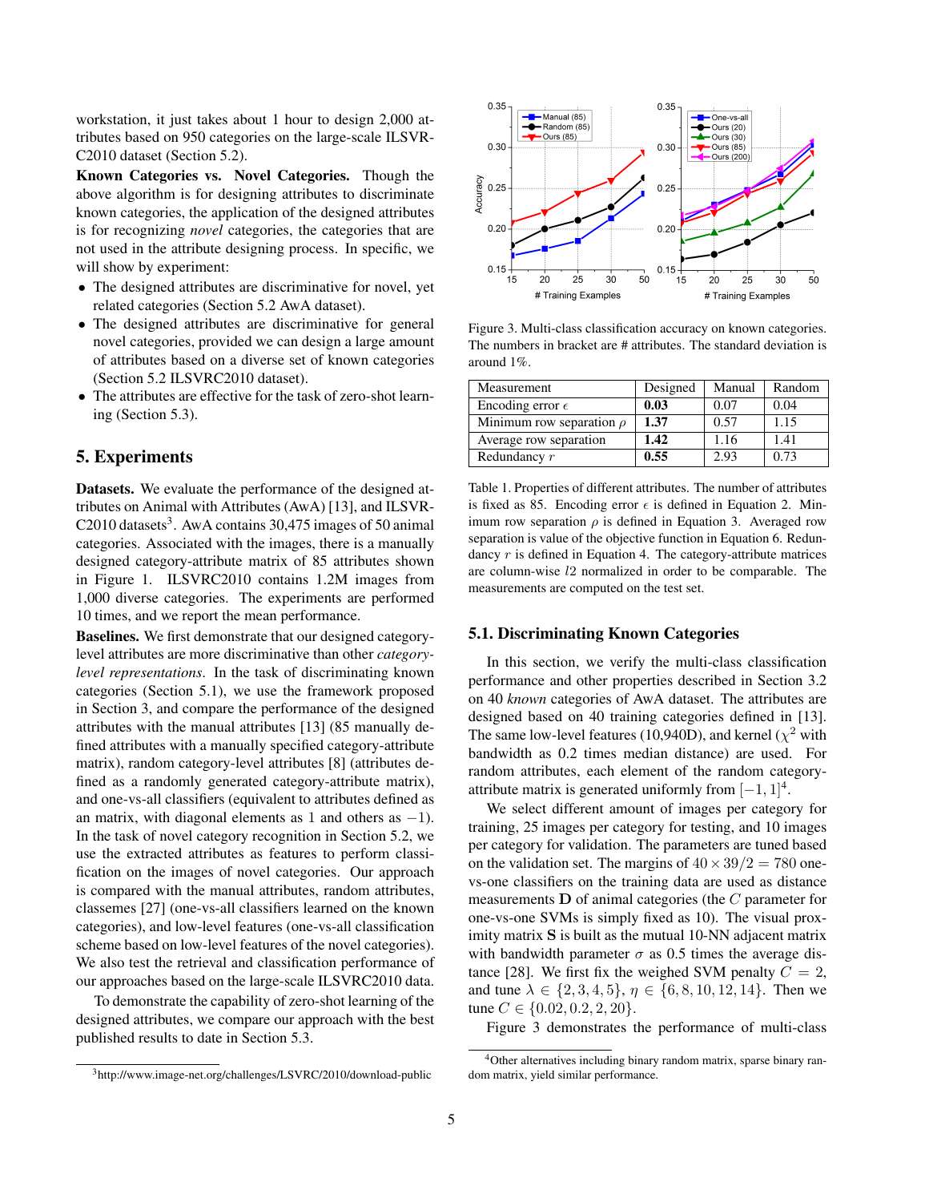workstation, it just takes about 1 hour to design 2,000 attributes based on 950 categories on the large-scale ILSVRC2010 dataset (Section 5.2).

**Known Categories vs. Novel Categories.** Though the above algorithm is for designing attributes to discriminate known categories, the application of the designed attributes is for recognizing *novel* categories, the categories that are not used in the attribute designing process. In specific, we will show by experiment:

- The designed attributes are discriminative for novel, yet related categories (Section 5.2 AwA dataset).
- The designed attributes are discriminative for general novel categories, provided we can design a large amount of attributes based on a diverse set of known categories (Section 5.2 ILSVRC2010 dataset).
- The attributes are effective for the task of zero-shot learning (Section 5.3).

## 5. Experiments

**Datasets.** We evaluate the performance of the designed attributes on Animal with Attributes (AwA) [13], and ILSVRC2010 datasets[3]. AwA contains 30,475 images of 50 animal categories. Associated with the images, there is a manually designed category-attribute matrix of 85 attributes shown in Figure 1. ILSVRC2010 contains 1.2M images from 1,000 diverse categories. The experiments are performed 10 times, and we report the mean performance.

**Baselines.** We first demonstrate that our designed category-level attributes are more discriminative than other *category-level representations*. In the task of discriminating known categories (Section 5.1), we use the framework proposed in Section 3, and compare the performance of the designed attributes with the manual attributes [13] (85 manually defined attributes with a manually specified category-attribute matrix), random category-level attributes [8] (attributes defined as a randomly generated category-attribute matrix), and one-vs-all classifiers (equivalent to attributes defined as an matrix, with diagonal elements as 1 and others as $-1$). In the task of novel category recognition in Section 5.2, we use the extracted attributes as features to perform classification on the images of novel categories. Our approach is compared with the manual attributes, random attributes, classemes [27] (one-vs-all classifiers learned on the known categories), and low-level features (one-vs-all classification scheme based on low-level features of the novel categories). We also test the retrieval and classification performance of our approaches based on the large-scale ILSVRC2010 data.

To demonstrate the capability of zero-shot learning of the designed attributes, we compare our approach with the best published results to date in Section 5.3.

[3] http://www.image-net.org/challenges/LSVRC/2010/download-public

Figure 3. Multi-class classification accuracy on known categories. The numbers in bracket are # attributes. The standard deviation is around 1%.

| Measurement | Designed | Manual | Random |
|---|---|---|---|
| Encoding error $\epsilon$ | **0.03** | 0.07 | 0.04 |
| Minimum row separation $\rho$ | **1.37** | 0.57 | 1.15 |
| Average row separation | **1.42** | 1.16 | 1.41 |
| Redundancy $r$ | **0.55** | 2.93 | 0.73 |

Table 1. Properties of different attributes. The number of attributes is fixed as 85. Encoding error $\epsilon$ is defined in Equation 2. Minimum row separation $\rho$ is defined in Equation 3. Averaged row separation is value of the objective function in Equation 6. Redundancy $r$ is defined in Equation 4. The category-attribute matrices are column-wise $l2$ normalized in order to be comparable. The measurements are computed on the test set.

### 5.1. Discriminating Known Categories

In this section, we verify the multi-class classification performance and other properties described in Section 3.2 on 40 *known* categories of AwA dataset. The attributes are designed based on 40 training categories defined in [13]. The same low-level features (10,940D), and kernel ($\chi^2$ with bandwidth as 0.2 times median distance) are used. For random attributes, each element of the random category-attribute matrix is generated uniformly from $[-1, 1]$[4].

We select different amount of images per category for training, 25 images per category for testing, and 10 images per category for validation. The parameters are tuned based on the validation set. The margins of $40 \times 39/2 = 780$ one-vs-one classifiers on the training data are used as distance measurements $\mathbf{D}$ of animal categories (the $C$ parameter for one-vs-one SVMs is simply fixed as 10). The visual proximity matrix $\mathbf{S}$ is built as the mutual 10-NN adjacent matrix with bandwidth parameter $\sigma$ as 0.5 times the average distance [28]. We first fix the weighed SVM penalty $C = 2$, and tune $\lambda \in \{2, 3, 4, 5\}$, $\eta \in \{6, 8, 10, 12, 14\}$. Then we tune $C \in \{0.02, 0.2, 2, 20\}$.

Figure 3 demonstrates the performance of multi-class

[4] Other alternatives including binary random matrix, sparse binary random matrix, yield similar performance.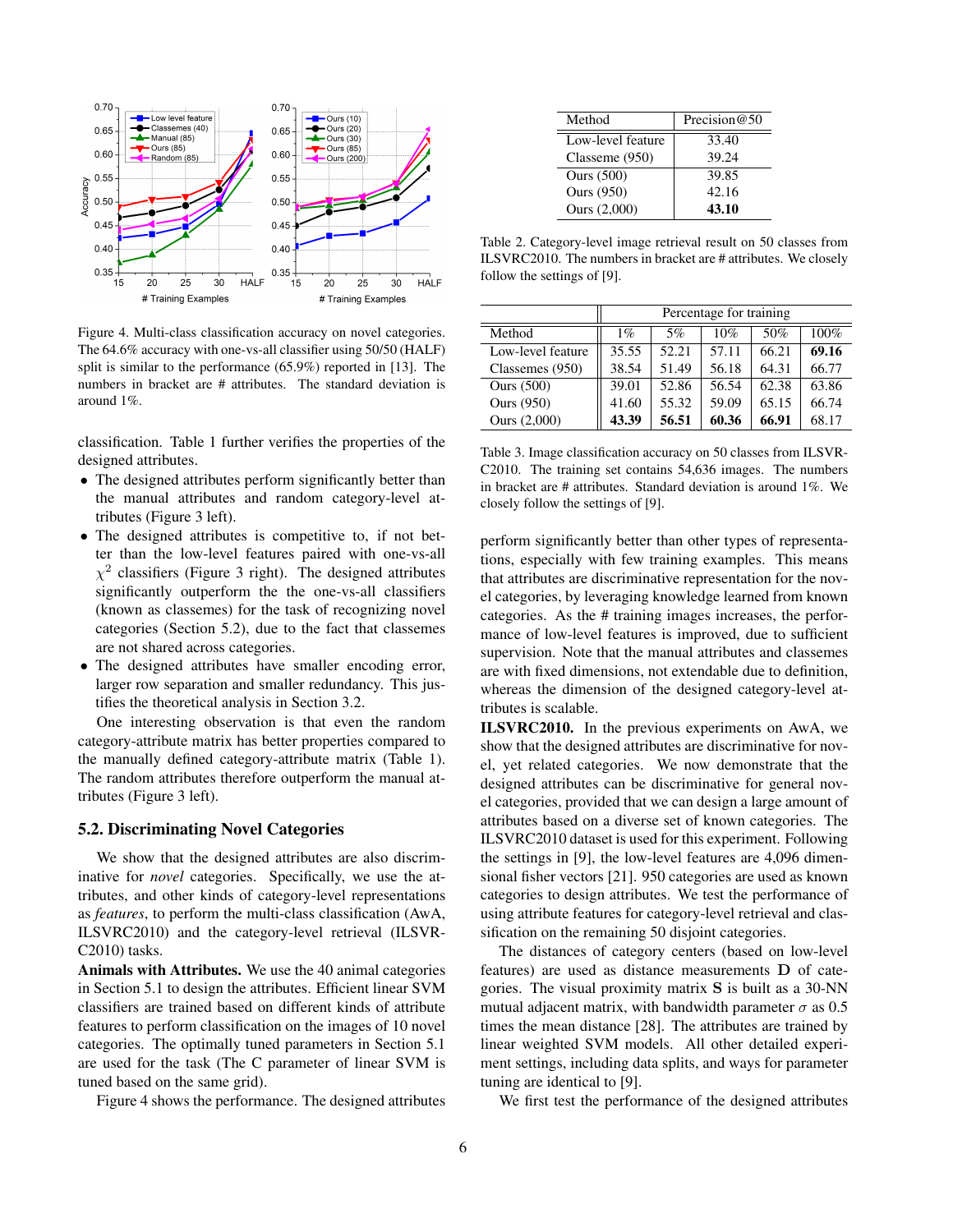Figure 4. Multi-class classification accuracy on novel categories. The 64.6% accuracy with one-vs-all classifier using 50/50 (HALF) split is similar to the performance (65.9%) reported in [13]. The numbers in bracket are # attributes. The standard deviation is around 1%.

classification. Table 1 further verifies the properties of the designed attributes.

- The designed attributes perform significantly better than the manual attributes and random category-level attributes (Figure 3 left).
- The designed attributes is competitive to, if not better than the low-level features paired with one-vs-all $\chi^2$ classifiers (Figure 3 right). The designed attributes significantly outperform the the one-vs-all classifiers (known as classemes) for the task of recognizing novel categories (Section 5.2), due to the fact that classemes are not shared across categories.
- The designed attributes have smaller encoding error, larger row separation and smaller redundancy. This justifies the theoretical analysis in Section 3.2.

One interesting observation is that even the random category-attribute matrix has better properties compared to the manually defined category-attribute matrix (Table 1). The random attributes therefore outperform the manual attributes (Figure 3 left).

## 5.2. Discriminating Novel Categories

We show that the designed attributes are also discriminative for *novel* categories. Specifically, we use the attributes, and other kinds of category-level representations as *features*, to perform the multi-class classification (AwA, ILSVRC2010) and the category-level retrieval (ILSVRC2010) tasks.

**Animals with Attributes.** We use the 40 animal categories in Section 5.1 to design the attributes. Efficient linear SVM classifiers are trained based on different kinds of attribute features to perform classification on the images of 10 novel categories. The optimally tuned parameters in Section 5.1 are used for the task (The C parameter of linear SVM is tuned based on the same grid).

Figure 4 shows the performance. The designed attributes perform significantly better than other types of representations, especially with few training examples. This means that attributes are discriminative representation for the novel categories, by leveraging knowledge learned from known categories. As the # training images increases, the performance of low-level features is improved, due to sufficient supervision. Note that the manual attributes and classemes are with fixed dimensions, not extendable due to definition, whereas the dimension of the designed category-level attributes is scalable.

| Method | Precision@50 |
| --- | --- |
| Low-level feature | 33.40 |
| Classeme (950) | 39.24 |
| Ours (500) | 39.85 |
| Ours (950) | 42.16 |
| Ours (2,000) | **43.10** |

Table 2. Category-level image retrieval result on 50 classes from ILSVRC2010. The numbers in bracket are # attributes. We closely follow the settings of [9].

| Method | Percentage for training | | | | |
| --- | --- | --- | --- | --- | --- |
| | 1% | 5% | 10% | 50% | 100% |
| Low-level feature | 35.55 | 52.21 | 57.11 | 66.21 | **69.16** |
| Classemes (950) | 38.54 | 51.49 | 56.18 | 64.31 | 66.77 |
| Ours (500) | 39.01 | 52.86 | 56.54 | 62.38 | 63.86 |
| Ours (950) | 41.60 | 55.32 | 59.09 | 65.15 | 66.74 |
| Ours (2,000) | **43.39** | **56.51** | **60.36** | **66.91** | 68.17 |

Table 3. Image classification accuracy on 50 classes from ILSVRC2010. The training set contains 54,636 images. The numbers in bracket are # attributes. Standard deviation is around 1%. We closely follow the settings of [9].

**ILSVRC2010.** In the previous experiments on AwA, we show that the designed attributes are discriminative for novel, yet related categories. We now demonstrate that the designed attributes can be discriminative for general novel categories, provided that we can design a large amount of attributes based on a diverse set of known categories. The ILSVRC2010 dataset is used for this experiment. Following the settings in [9], the low-level features are 4,096 dimensional fisher vectors [21]. 950 categories are used as known categories to design attributes. We test the performance of using attribute features for category-level retrieval and classification on the remaining 50 disjoint categories.

The distances of category centers (based on low-level features) are used as distance measurements $\mathbf{D}$ of categories. The visual proximity matrix $\mathbf{S}$ is built as a 30-NN mutual adjacent matrix, with bandwidth parameter $\sigma$ as 0.5 times the mean distance [28]. The attributes are trained by linear weighted SVM models. All other detailed experiment settings, including data splits, and ways for parameter tuning are identical to [9].

We first test the performance of the designed attributes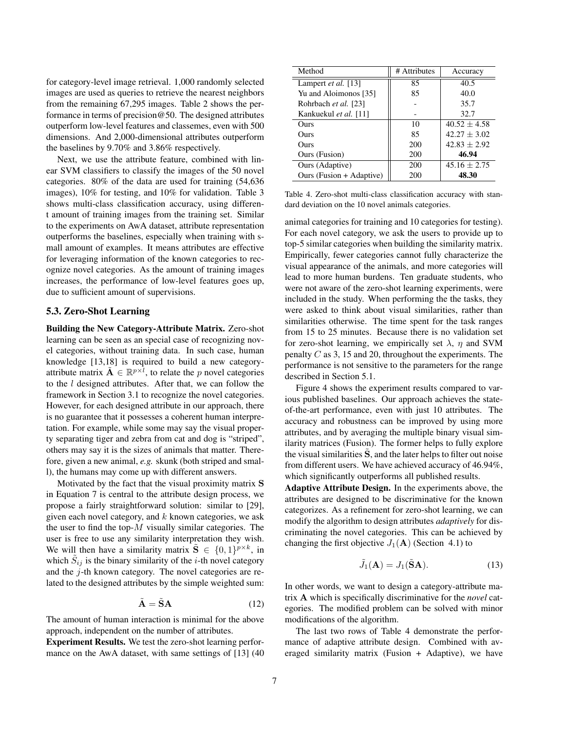for category-level image retrieval. 1,000 randomly selected images are used as queries to retrieve the nearest neighbors from the remaining 67,295 images. Table 2 shows the performance in terms of precision@50. The designed attributes outperform low-level features and classemes, even with 500 dimensions. And 2,000-dimensional attributes outperform the baselines by 9.70% and 3.86% respectively.

Next, we use the attribute feature, combined with linear SVM classifiers to classify the images of the 50 novel categories. 80% of the data are used for training (54,636 images), 10% for testing, and 10% for validation. Table 3 shows multi-class classification accuracy, using different amount of training images from the training set. Similar to the experiments on AwA dataset, attribute representation outperforms the baselines, especially when training with small amount of examples. It means attributes are effective for leveraging information of the known categories to recognize novel categories. As the amount of training images increases, the performance of low-level features goes up, due to sufficient amount of supervisions.

### 5.3. Zero-Shot Learning

**Building the New Category-Attribute Matrix.** Zero-shot learning can be seen as an special case of recognizing novel categories, without training data. In such case, human knowledge [13,18] is required to build a new category-attribute matrix $\tilde{\mathbf{A}} \in \mathbb{R}^{p \times l}$, to relate the $p$ novel categories to the $l$ designed attributes. After that, we can follow the framework in Section 3.1 to recognize the novel categories. However, for each designed attribute in our approach, there is no guarantee that it possesses a coherent human interpretation. For example, while some may say the visual property separating tiger and zebra from cat and dog is "striped", others may say it is the sizes of animals that matter. Therefore, given a new animal, *e.g.* skunk (both striped and small), the humans may come up with different answers.

Motivated by the fact that the visual proximity matrix $\mathbf{S}$ in Equation 7 is central to the attribute design process, we propose a fairly straightforward solution: similar to [29], given each novel category, and $k$ known categories, we ask the user to find the top-$M$ visually similar categories. The user is free to use any similarity interpretation they wish. We will then have a similarity matrix $\tilde{\mathbf{S}} \in \{0,1\}^{p \times k}$, in which $\tilde{S}_{ij}$ is the binary similarity of the $i$-th novel category and the $j$-th known category. The novel categories are related to the designed attributes by the simple weighted sum:

$$\tilde{\mathbf{A}} = \tilde{\mathbf{S}}\mathbf{A} \tag{12}$$

The amount of human interaction is minimal for the above approach, independent on the number of attributes.

**Experiment Results.** We test the zero-shot learning performance on the AwA dataset, with same settings of [13] (40 animal categories for training and 10 categories for testing). For each novel category, we ask the users to provide up to top-5 similar categories when building the similarity matrix. Empirically, fewer categories cannot fully characterize the visual appearance of the animals, and more categories will lead to more human burdens. Ten graduate students, who were not aware of the zero-shot learning experiments, were included in the study. When performing the the tasks, they were asked to think about visual similarities, rather than similarities otherwise. The time spent for the task ranges from 15 to 25 minutes. Because there is no validation set for zero-shot learning, we empirically set $\lambda$, $\eta$ and SVM penalty $C$ as 3, 15 and 20, throughout the experiments. The performance is not sensitive to the parameters for the range described in Section 5.1.

| Method | # Attributes | Accuracy |
|---|---|---|
| Lampert *et al.* [13] | 85 | 40.5 |
| Yu and Aloimonos [35] | 85 | 40.0 |
| Rohrbach *et al.* [23] | - | 35.7 |
| Kankuekul *et al.* [11] | - | 32.7 |
| Ours | 10 | $40.52 \pm 4.58$ |
| Ours | 85 | $42.27 \pm 3.02$ |
| Ours | 200 | $42.83 \pm 2.92$ |
| Ours (Fusion) | 200 | **46.94** |
| Ours (Adaptive) | 200 | $45.16 \pm 2.75$ |
| Ours (Fusion + Adaptive) | 200 | **48.30** |

Table 4. Zero-shot multi-class classification accuracy with standard deviation on the 10 novel animals categories.

Figure 4 shows the experiment results compared to various published baselines. Our approach achieves the state-of-the-art performance, even with just 10 attributes. The accuracy and robustness can be improved by using more attributes, and by averaging the multiple binary visual similarity matrices (Fusion). The former helps to fully explore the visual similarities $\tilde{\mathbf{S}}$, and the later helps to filter out noise from different users. We have achieved accuracy of 46.94%, which significantly outperforms all published results.

**Adaptive Attribute Design.** In the experiments above, the attributes are designed to be discriminative for the known categorizes. As a refinement for zero-shot learning, we can modify the algorithm to design attributes *adaptively* for discriminating the novel categories. This can be achieved by changing the first objective $J_1(\mathbf{A})$ (Section 4.1) to

$$\tilde{J}_1(\mathbf{A}) = J_1(\tilde{\mathbf{S}}\mathbf{A}). \tag{13}$$

In other words, we want to design a category-attribute matrix $\mathbf{A}$ which is specifically discriminative for the *novel* categories. The modified problem can be solved with minor modifications of the algorithm.

The last two rows of Table 4 demonstrate the performance of adaptive attribute design. Combined with averaged similarity matrix (Fusion + Adaptive), we have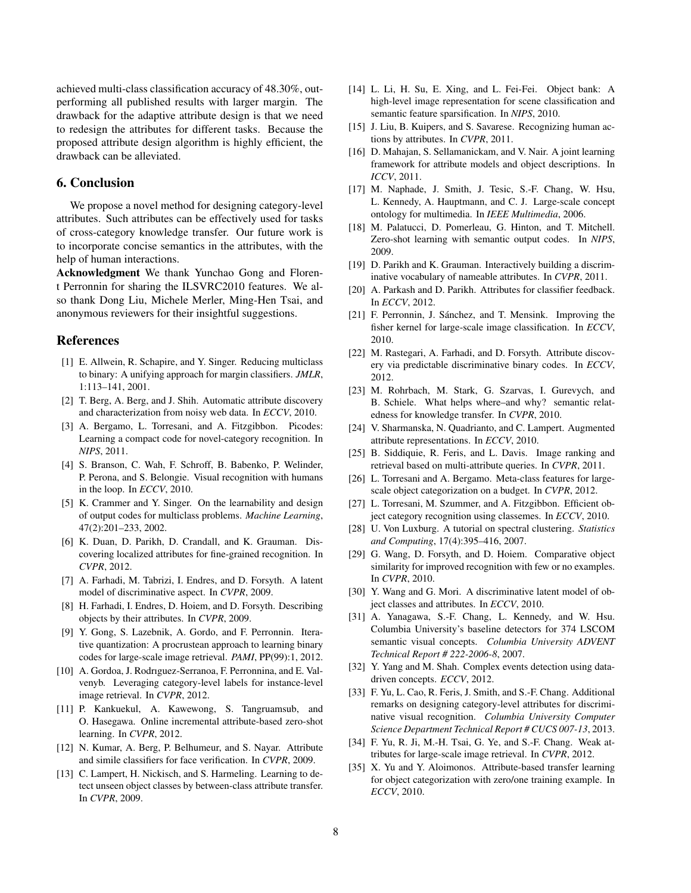achieved multi-class classification accuracy of 48.30%, outperforming all published results with larger margin. The drawback for the adaptive attribute design is that we need to redesign the attributes for different tasks. Because the proposed attribute design algorithm is highly efficient, the drawback can be alleviated.

## 6. Conclusion

We propose a novel method for designing category-level attributes. Such attributes can be effectively used for tasks of cross-category knowledge transfer. Our future work is to incorporate concise semantics in the attributes, with the help of human interactions.

**Acknowledgment** We thank Yunchao Gong and Florent Perronnin for sharing the ILSVRC2010 features. We also thank Dong Liu, Michele Merler, Ming-Hen Tsai, and anonymous reviewers for their insightful suggestions.

## References

[1] E. Allwein, R. Schapire, and Y. Singer. Reducing multiclass to binary: A unifying approach for margin classifiers. *JMLR*, 1:113–141, 2001.

[2] T. Berg, A. Berg, and J. Shih. Automatic attribute discovery and characterization from noisy web data. In *ECCV*, 2010.

[3] A. Bergamo, L. Torresani, and A. Fitzgibbon. Picodes: Learning a compact code for novel-category recognition. In *NIPS*, 2011.

[4] S. Branson, C. Wah, F. Schroff, B. Babenko, P. Welinder, P. Perona, and S. Belongie. Visual recognition with humans in the loop. In *ECCV*, 2010.

[5] K. Crammer and Y. Singer. On the learnability and design of output codes for multiclass problems. *Machine Learning*, 47(2):201–233, 2002.

[6] K. Duan, D. Parikh, D. Crandall, and K. Grauman. Discovering localized attributes for fine-grained recognition. In *CVPR*, 2012.

[7] A. Farhadi, M. Tabrizi, I. Endres, and D. Forsyth. A latent model of discriminative aspect. In *CVPR*, 2009.

[8] H. Farhadi, I. Endres, D. Hoiem, and D. Forsyth. Describing objects by their attributes. In *CVPR*, 2009.

[9] Y. Gong, S. Lazebnik, A. Gordo, and F. Perronnin. Iterative quantization: A procrustean approach to learning binary codes for large-scale image retrieval. *PAMI*, PP(99):1, 2012.

[10] A. Gordoa, J. Rodrıguez-Serranoa, F. Perronnina, and E. Valvenyb. Leveraging category-level labels for instance-level image retrieval. In *CVPR*, 2012.

[11] P. Kankuekul, A. Kawewong, S. Tangruamsub, and O. Hasegawa. Online incremental attribute-based zero-shot learning. In *CVPR*, 2012.

[12] N. Kumar, A. Berg, P. Belhumeur, and S. Nayar. Attribute and simile classifiers for face verification. In *CVPR*, 2009.

[13] C. Lampert, H. Nickisch, and S. Harmeling. Learning to detect unseen object classes by between-class attribute transfer. In *CVPR*, 2009.

[14] L. Li, H. Su, E. Xing, and L. Fei-Fei. Object bank: A high-level image representation for scene classification and semantic feature sparsification. In *NIPS*, 2010.

[15] J. Liu, B. Kuipers, and S. Savarese. Recognizing human actions by attributes. In *CVPR*, 2011.

[16] D. Mahajan, S. Sellamanickam, and V. Nair. A joint learning framework for attribute models and object descriptions. In *ICCV*, 2011.

[17] M. Naphade, J. Smith, J. Tesic, S.-F. Chang, W. Hsu, L. Kennedy, A. Hauptmann, and C. J. Large-scale concept ontology for multimedia. In *IEEE Multimedia*, 2006.

[18] M. Palatucci, D. Pomerleau, G. Hinton, and T. Mitchell. Zero-shot learning with semantic output codes. In *NIPS*, 2009.

[19] D. Parikh and K. Grauman. Interactively building a discriminative vocabulary of nameable attributes. In *CVPR*, 2011.

[20] A. Parkash and D. Parikh. Attributes for classifier feedback. In *ECCV*, 2012.

[21] F. Perronnin, J. Sánchez, and T. Mensink. Improving the fisher kernel for large-scale image classification. In *ECCV*, 2010.

[22] M. Rastegari, A. Farhadi, and D. Forsyth. Attribute discovery via predictable discriminative binary codes. In *ECCV*, 2012.

[23] M. Rohrbach, M. Stark, G. Szarvas, I. Gurevych, and B. Schiele. What helps where–and why? semantic relatedness for knowledge transfer. In *CVPR*, 2010.

[24] V. Sharmanska, N. Quadrianto, and C. Lampert. Augmented attribute representations. In *ECCV*, 2010.

[25] B. Siddiquie, R. Feris, and L. Davis. Image ranking and retrieval based on multi-attribute queries. In *CVPR*, 2011.

[26] L. Torresani and A. Bergamo. Meta-class features for large-scale object categorization on a budget. In *CVPR*, 2012.

[27] L. Torresani, M. Szummer, and A. Fitzgibbon. Efficient object category recognition using classemes. In *ECCV*, 2010.

[28] U. Von Luxburg. A tutorial on spectral clustering. *Statistics and Computing*, 17(4):395–416, 2007.

[29] G. Wang, D. Forsyth, and D. Hoiem. Comparative object similarity for improved recognition with few or no examples. In *CVPR*, 2010.

[30] Y. Wang and G. Mori. A discriminative latent model of object classes and attributes. In *ECCV*, 2010.

[31] A. Yanagawa, S.-F. Chang, L. Kennedy, and W. Hsu. Columbia University's baseline detectors for 374 LSCOM semantic visual concepts. *Columbia University ADVENT Technical Report # 222-2006-8*, 2007.

[32] Y. Yang and M. Shah. Complex events detection using data-driven concepts. *ECCV*, 2012.

[33] F. Yu, L. Cao, R. Feris, J. Smith, and S.-F. Chang. Additional remarks on designing category-level attributes for discriminative visual recognition. *Columbia University Computer Science Department Technical Report # CUCS 007-13*, 2013.

[34] F. Yu, R. Ji, M.-H. Tsai, G. Ye, and S.-F. Chang. Weak attributes for large-scale image retrieval. In *CVPR*, 2012.

[35] X. Yu and Y. Aloimonos. Attribute-based transfer learning for object categorization with zero/one training example. In *ECCV*, 2010.